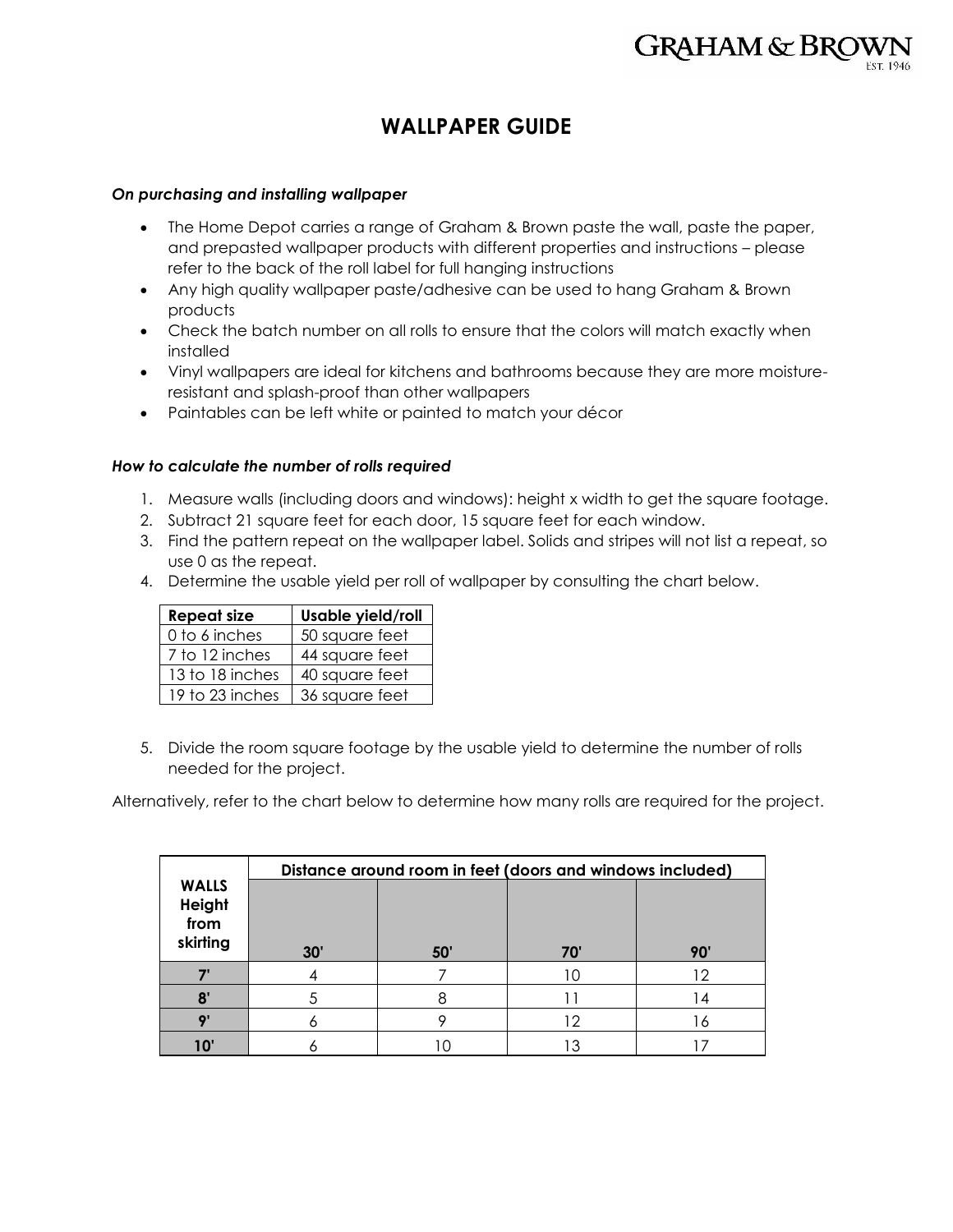# WALLPAPER GUIDE

***On purchasing and installing wallpaper***

- The Home Depot carries a range of Graham & Brown paste the wall, paste the paper, and prepasted wallpaper products with different properties and instructions – please refer to the back of the roll label for full hanging instructions
- Any high quality wallpaper paste/adhesive can be used to hang Graham & Brown products
- Check the batch number on all rolls to ensure that the colors will match exactly when installed
- Vinyl wallpapers are ideal for kitchens and bathrooms because they are more moisture-resistant and splash-proof than other wallpapers
- Paintables can be left white or painted to match your décor

***How to calculate the number of rolls required***

1. Measure walls (including doors and windows): height x width to get the square footage.
2. Subtract 21 square feet for each door, 15 square feet for each window.
3. Find the pattern repeat on the wallpaper label. Solids and stripes will not list a repeat, so use 0 as the repeat.
4. Determine the usable yield per roll of wallpaper by consulting the chart below.

| Repeat size | Usable yield/roll |
|---|---|
| 0 to 6 inches | 50 square feet |
| 7 to 12 inches | 44 square feet |
| 13 to 18 inches | 40 square feet |
| 19 to 23 inches | 36 square feet |

5. Divide the room square footage by the usable yield to determine the number of rolls needed for the project.

Alternatively, refer to the chart below to determine how many rolls are required for the project.

| WALLS Height from skirting | Distance around room in feet (doors and windows included) | | | |
|---|---|---|---|---|
| | 30' | 50' | 70' | 90' |
| 7' | 4 | 7 | 10 | 12 |
| 8' | 5 | 8 | 11 | 14 |
| 9' | 6 | 9 | 12 | 16 |
| 10' | 6 | 10 | 13 | 17 |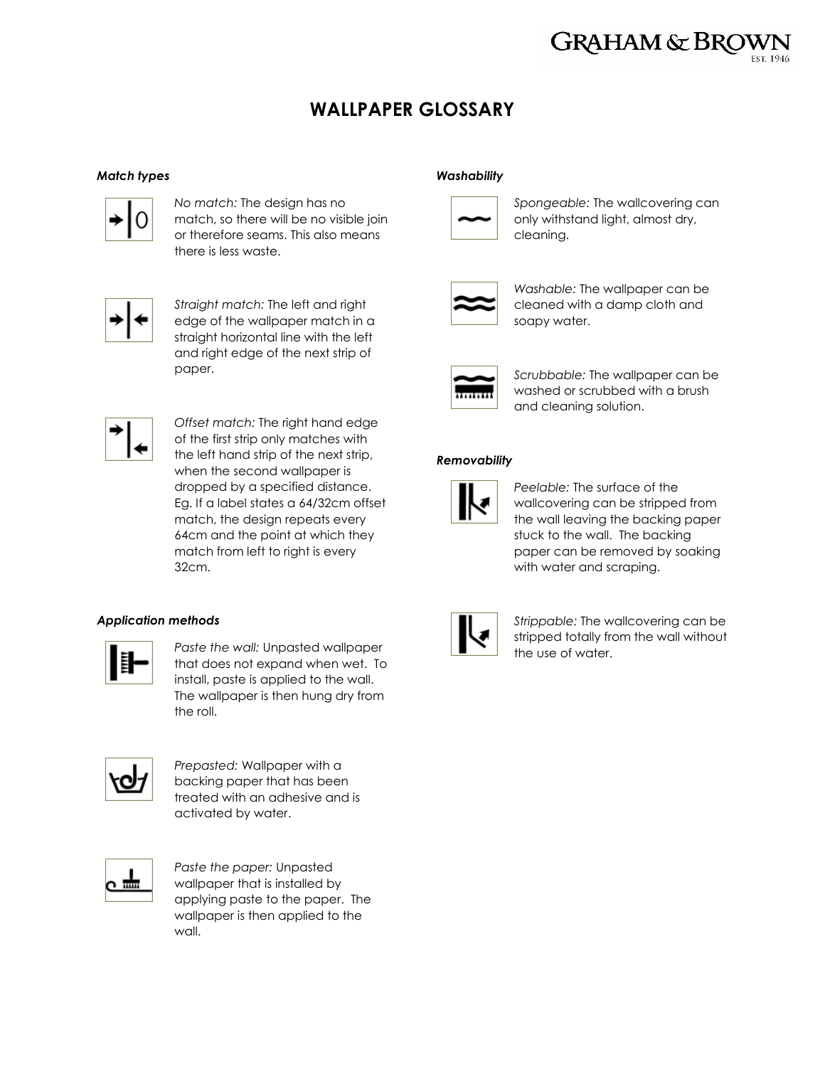GRAHAM & BROWN
EST. 1946

# WALLPAPER GLOSSARY

### *Match types*

*No match:* The design has no match, so there will be no visible join or therefore seams. This also means there is less waste.

*Straight match:* The left and right edge of the wallpaper match in a straight horizontal line with the left and right edge of the next strip of paper.

*Offset match:* The right hand edge of the first strip only matches with the left hand strip of the next strip, when the second wallpaper is dropped by a specified distance. Eg. If a label states a 64/32cm offset match, the design repeats every 64cm and the point at which they match from left to right is every 32cm.

### *Application methods*

*Paste the wall:* Unpasted wallpaper that does not expand when wet. To install, paste is applied to the wall. The wallpaper is then hung dry from the roll.

*Prepasted:* Wallpaper with a backing paper that has been treated with an adhesive and is activated by water.

*Paste the paper:* Unpasted wallpaper that is installed by applying paste to the paper. The wallpaper is then applied to the wall.

### *Washability*

*Spongeable:* The wallcovering can only withstand light, almost dry, cleaning.

*Washable:* The wallpaper can be cleaned with a damp cloth and soapy water.

*Scrubbable:* The wallpaper can be washed or scrubbed with a brush and cleaning solution.

### *Removability*

*Peelable:* The surface of the wallcovering can be stripped from the wall leaving the backing paper stuck to the wall. The backing paper can be removed by soaking with water and scraping.

*Strippable:* The wallcovering can be stripped totally from the wall without the use of water.